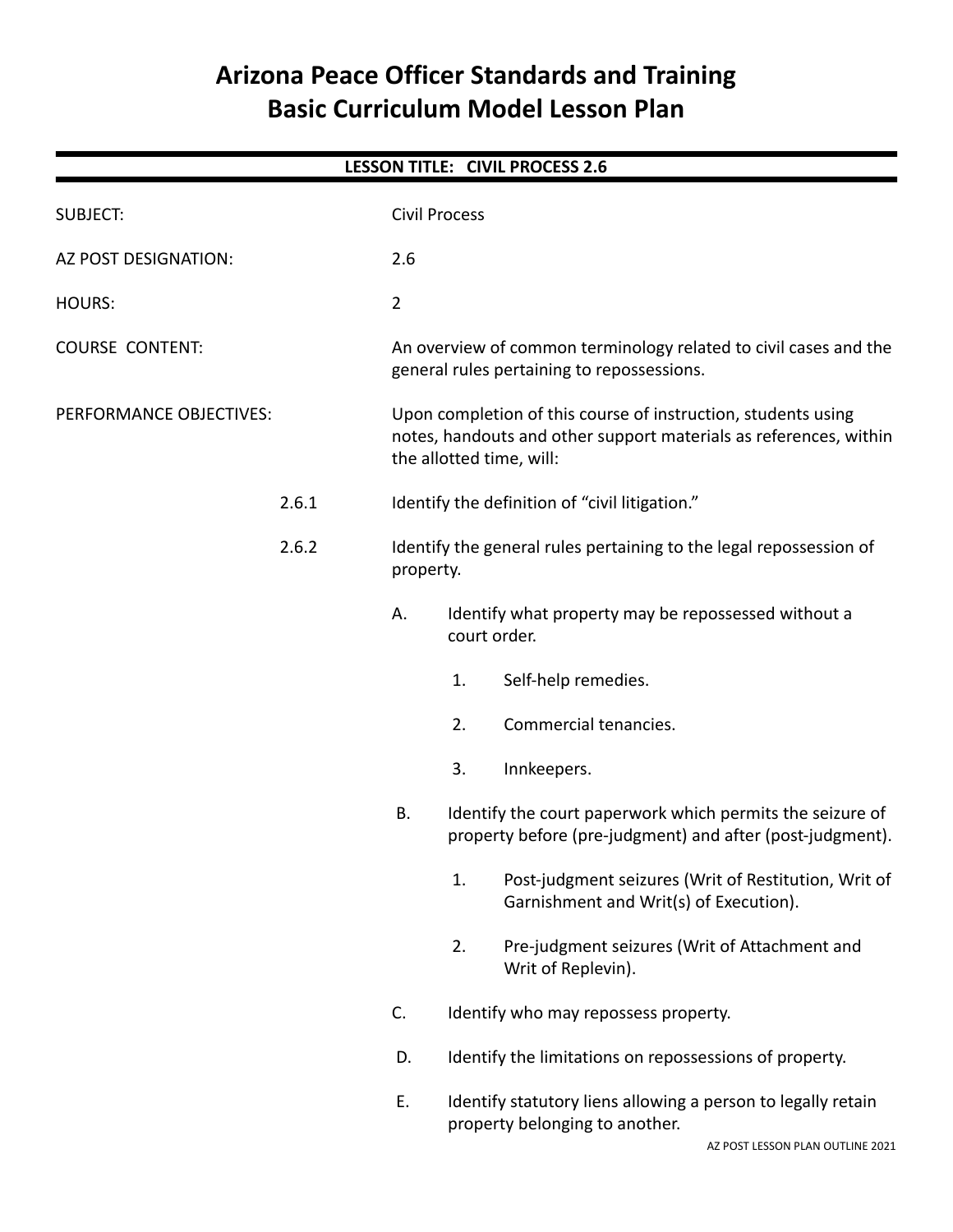# Arizona Peace Officer Standards and Training
# Basic Curriculum Model Lesson Plan

**LESSON TITLE: CIVIL PROCESS 2.6**

SUBJECT: Civil Process

AZ POST DESIGNATION: 2.6

HOURS: 2

COURSE CONTENT: An overview of common terminology related to civil cases and the general rules pertaining to repossessions.

PERFORMANCE OBJECTIVES: Upon completion of this course of instruction, students using notes, handouts and other support materials as references, within the allotted time, will:

2.6.1 Identify the definition of "civil litigation."

2.6.2 Identify the general rules pertaining to the legal repossession of property.

- A. Identify what property may be repossessed without a court order.
  1. Self-help remedies.
  2. Commercial tenancies.
  3. Innkeepers.
- B. Identify the court paperwork which permits the seizure of property before (pre-judgment) and after (post-judgment).
  1. Post-judgment seizures (Writ of Restitution, Writ of Garnishment and Writ(s) of Execution).
  2. Pre-judgment seizures (Writ of Attachment and Writ of Replevin).
- C. Identify who may repossess property.
- D. Identify the limitations on repossessions of property.
- E. Identify statutory liens allowing a person to legally retain property belonging to another.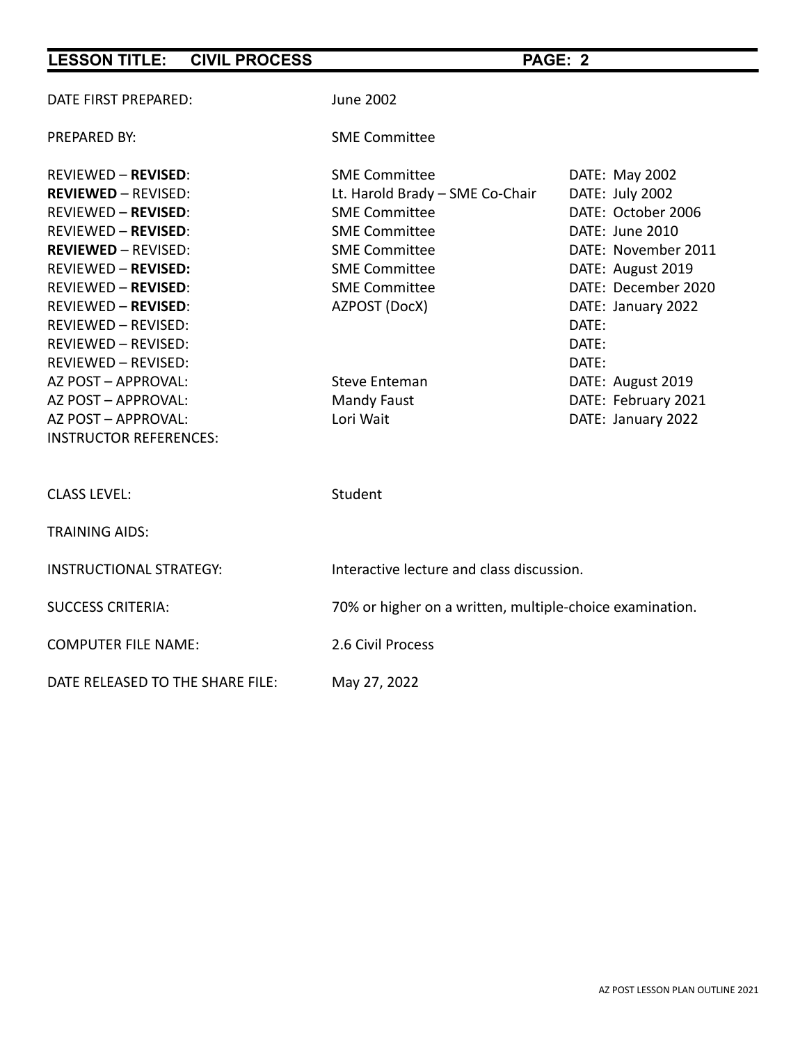**LESSON TITLE: CIVIL PROCESS**

| | | |
|---|---|---|
| DATE FIRST PREPARED: | June 2002 | |
| PREPARED BY: | SME Committee | |
| REVIEWED – **REVISED**: | SME Committee | DATE: May 2002 |
| **REVIEWED** – REVISED: | Lt. Harold Brady – SME Co-Chair | DATE: July 2002 |
| REVIEWED – **REVISED**: | SME Committee | DATE: October 2006 |
| REVIEWED – **REVISED**: | SME Committee | DATE: June 2010 |
| **REVIEWED** – REVISED: | SME Committee | DATE: November 2011 |
| REVIEWED – **REVISED:** | SME Committee | DATE: August 2019 |
| REVIEWED – **REVISED**: | SME Committee | DATE: December 2020 |
| REVIEWED – **REVISED**: | AZPOST (DocX) | DATE: January 2022 |
| REVIEWED – REVISED: | | DATE: |
| REVIEWED – REVISED: | | DATE: |
| REVIEWED – REVISED: | | DATE: |
| AZ POST – APPROVAL: | Steve Enteman | DATE: August 2019 |
| AZ POST – APPROVAL: | Mandy Faust | DATE: February 2021 |
| AZ POST – APPROVAL: | Lori Wait | DATE: January 2022 |
| INSTRUCTOR REFERENCES: | | |

CLASS LEVEL: Student

TRAINING AIDS:

INSTRUCTIONAL STRATEGY: Interactive lecture and class discussion.

SUCCESS CRITERIA: 70% or higher on a written, multiple-choice examination.

COMPUTER FILE NAME: 2.6 Civil Process

DATE RELEASED TO THE SHARE FILE: May 27, 2022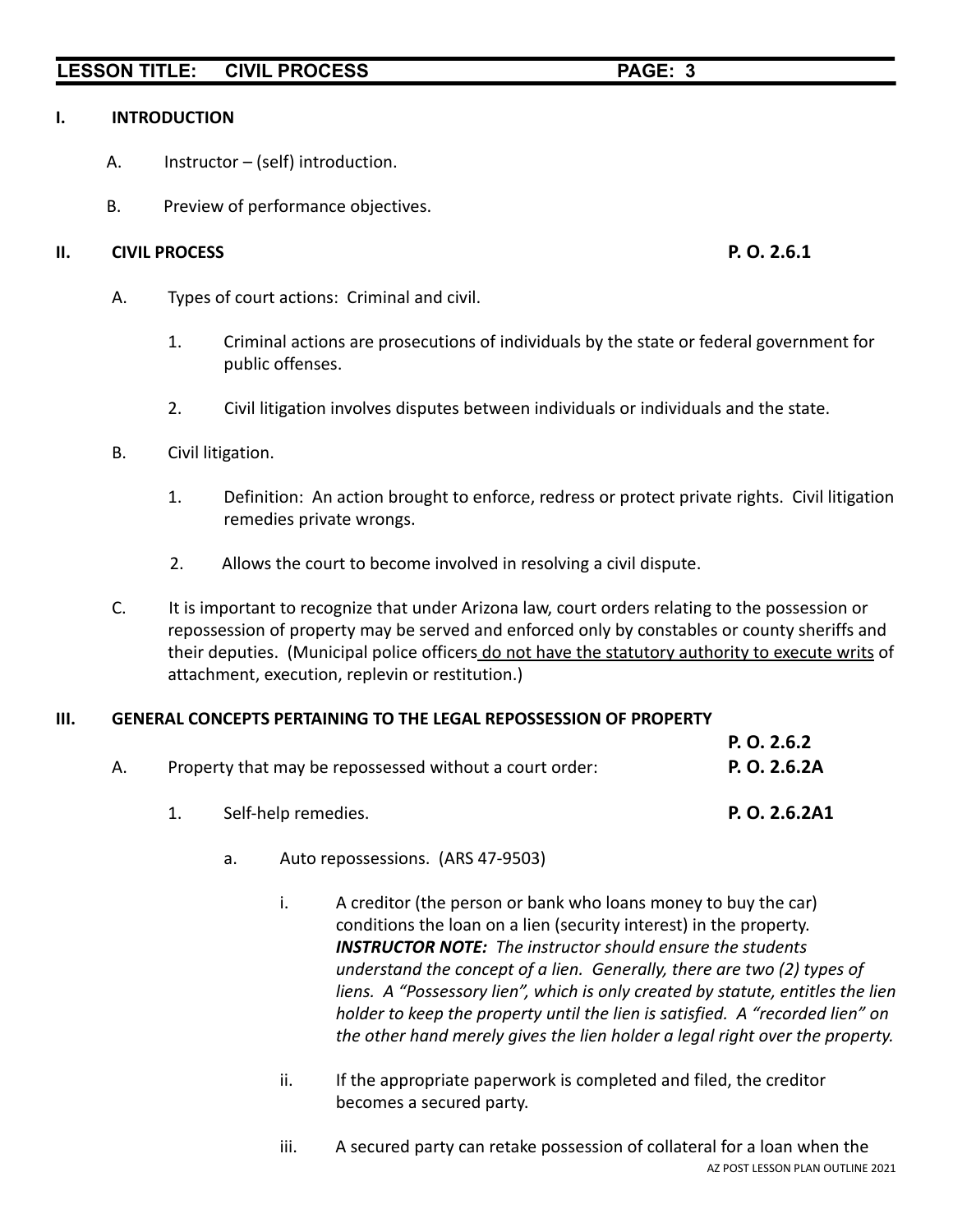## I. INTRODUCTION

A. Instructor – (self) introduction.

B. Preview of performance objectives.

## II. CIVIL PROCESS **P. O. 2.6.1**

A. Types of court actions: Criminal and civil.

1. Criminal actions are prosecutions of individuals by the state or federal government for public offenses.

2. Civil litigation involves disputes between individuals or individuals and the state.

B. Civil litigation.

1. Definition: An action brought to enforce, redress or protect private rights. Civil litigation remedies private wrongs.

2. Allows the court to become involved in resolving a civil dispute.

C. It is important to recognize that under Arizona law, court orders relating to the possession or repossession of property may be served and enforced only by constables or county sheriffs and their deputies. (Municipal police officers <u>do not have the statutory authority to execute writs</u> of attachment, execution, replevin or restitution.)

## III. GENERAL CONCEPTS PERTAINING TO THE LEGAL REPOSSESSION OF PROPERTY **P. O. 2.6.2**

A. Property that may be repossessed without a court order: **P. O. 2.6.2A**

1. Self-help remedies. **P. O. 2.6.2A1**

a. Auto repossessions. (ARS 47-9503)

i. A creditor (the person or bank who loans money to buy the car) conditions the loan on a lien (security interest) in the property. ***INSTRUCTOR NOTE:*** *The instructor should ensure the students understand the concept of a lien. Generally, there are two (2) types of liens. A "Possessory lien", which is only created by statute, entitles the lien holder to keep the property until the lien is satisfied. A "recorded lien" on the other hand merely gives the lien holder a legal right over the property.*

ii. If the appropriate paperwork is completed and filed, the creditor becomes a secured party.

iii. A secured party can retake possession of collateral for a loan when the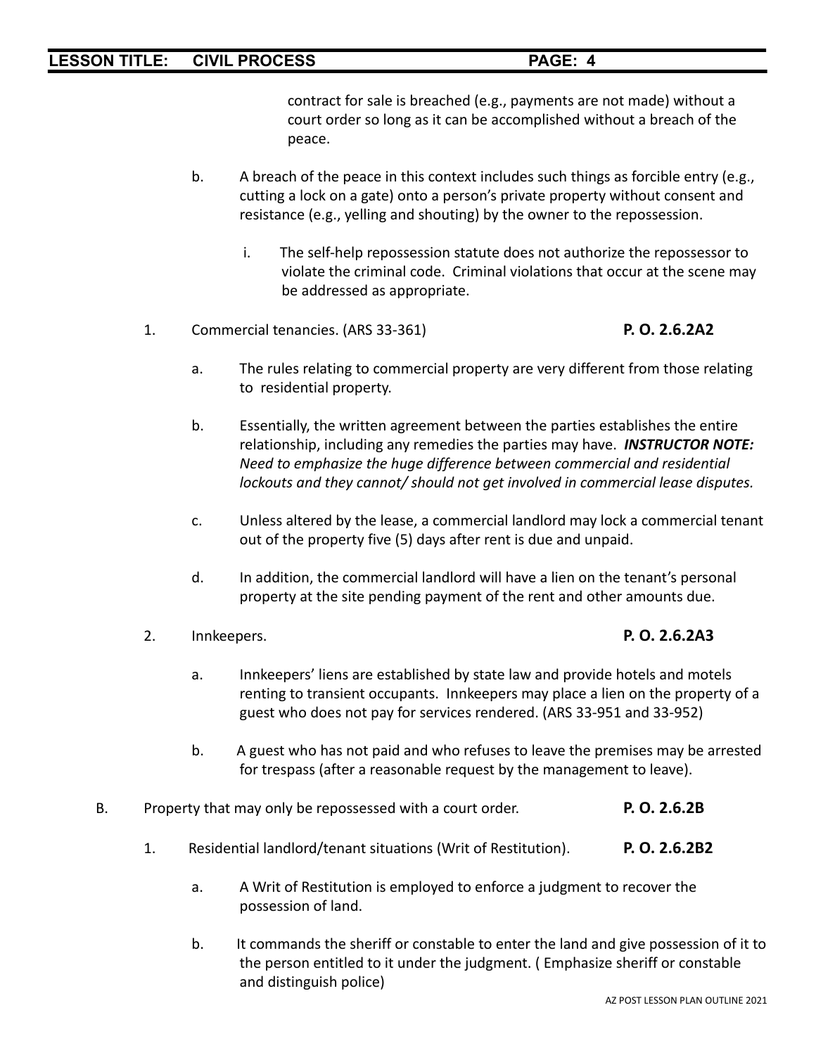contract for sale is breached (e.g., payments are not made) without a court order so long as it can be accomplished without a breach of the peace.

b. A breach of the peace in this context includes such things as forcible entry (e.g., cutting a lock on a gate) onto a person's private property without consent and resistance (e.g., yelling and shouting) by the owner to the repossession.

i. The self-help repossession statute does not authorize the repossessor to violate the criminal code. Criminal violations that occur at the scene may be addressed as appropriate.

1. Commercial tenancies. (ARS 33-361) **P. O. 2.6.2A2**

a. The rules relating to commercial property are very different from those relating to residential property.

b. Essentially, the written agreement between the parties establishes the entire relationship, including any remedies the parties may have. ***INSTRUCTOR NOTE:*** *Need to emphasize the huge difference between commercial and residential lockouts and they cannot/ should not get involved in commercial lease disputes.*

c. Unless altered by the lease, a commercial landlord may lock a commercial tenant out of the property five (5) days after rent is due and unpaid.

d. In addition, the commercial landlord will have a lien on the tenant's personal property at the site pending payment of the rent and other amounts due.

2. Innkeepers. **P. O. 2.6.2A3**

a. Innkeepers' liens are established by state law and provide hotels and motels renting to transient occupants. Innkeepers may place a lien on the property of a guest who does not pay for services rendered. (ARS 33-951 and 33-952)

b. A guest who has not paid and who refuses to leave the premises may be arrested for trespass (after a reasonable request by the management to leave).

B. Property that may only be repossessed with a court order. **P. O. 2.6.2B**

1. Residential landlord/tenant situations (Writ of Restitution). **P. O. 2.6.2B2**

a. A Writ of Restitution is employed to enforce a judgment to recover the possession of land.

b. It commands the sheriff or constable to enter the land and give possession of it to the person entitled to it under the judgment. ( Emphasize sheriff or constable and distinguish police)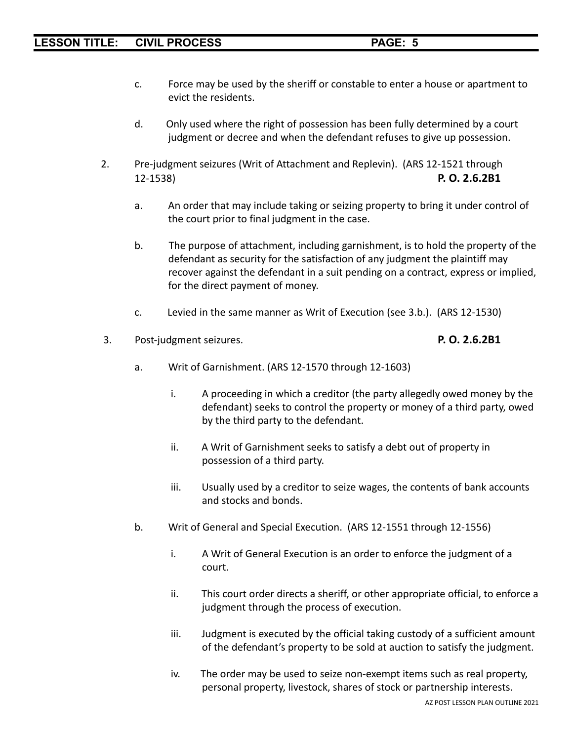c. Force may be used by the sheriff or constable to enter a house or apartment to evict the residents.

d. Only used where the right of possession has been fully determined by a court judgment or decree and when the defendant refuses to give up possession.

2. Pre-judgment seizures (Writ of Attachment and Replevin). (ARS 12-1521 through 12-1538) **P. O. 2.6.2B1**

   a. An order that may include taking or seizing property to bring it under control of the court prior to final judgment in the case.

   b. The purpose of attachment, including garnishment, is to hold the property of the defendant as security for the satisfaction of any judgment the plaintiff may recover against the defendant in a suit pending on a contract, express or implied, for the direct payment of money.

   c. Levied in the same manner as Writ of Execution (see 3.b.). (ARS 12-1530)

3. Post-judgment seizures. **P. O. 2.6.2B1**

   a. Writ of Garnishment. (ARS 12-1570 through 12-1603)

      i. A proceeding in which a creditor (the party allegedly owed money by the defendant) seeks to control the property or money of a third party, owed by the third party to the defendant.

      ii. A Writ of Garnishment seeks to satisfy a debt out of property in possession of a third party.

      iii. Usually used by a creditor to seize wages, the contents of bank accounts and stocks and bonds.

   b. Writ of General and Special Execution. (ARS 12-1551 through 12-1556)

      i. A Writ of General Execution is an order to enforce the judgment of a court.

      ii. This court order directs a sheriff, or other appropriate official, to enforce a judgment through the process of execution.

      iii. Judgment is executed by the official taking custody of a sufficient amount of the defendant's property to be sold at auction to satisfy the judgment.

      iv. The order may be used to seize non-exempt items such as real property, personal property, livestock, shares of stock or partnership interests.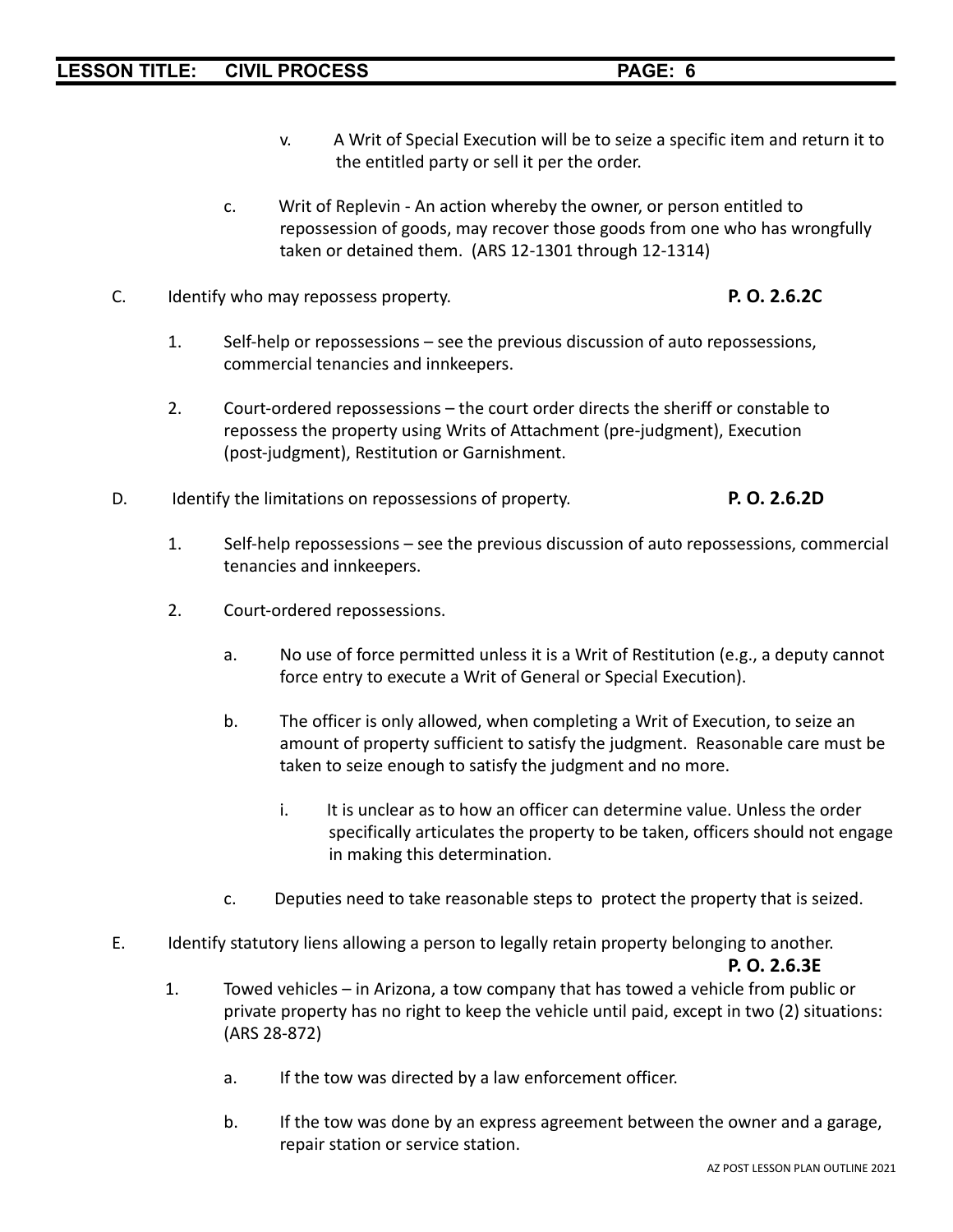v. A Writ of Special Execution will be to seize a specific item and return it to the entitled party or sell it per the order.

c. Writ of Replevin - An action whereby the owner, or person entitled to repossession of goods, may recover those goods from one who has wrongfully taken or detained them. (ARS 12-1301 through 12-1314)

C. Identify who may repossess property. **P. O. 2.6.2C**

1. Self-help or repossessions – see the previous discussion of auto repossessions, commercial tenancies and innkeepers.

2. Court-ordered repossessions – the court order directs the sheriff or constable to repossess the property using Writs of Attachment (pre-judgment), Execution (post-judgment), Restitution or Garnishment.

D. Identify the limitations on repossessions of property. **P. O. 2.6.2D**

1. Self-help repossessions – see the previous discussion of auto repossessions, commercial tenancies and innkeepers.

2. Court-ordered repossessions.

a. No use of force permitted unless it is a Writ of Restitution (e.g., a deputy cannot force entry to execute a Writ of General or Special Execution).

b. The officer is only allowed, when completing a Writ of Execution, to seize an amount of property sufficient to satisfy the judgment. Reasonable care must be taken to seize enough to satisfy the judgment and no more.

i. It is unclear as to how an officer can determine value. Unless the order specifically articulates the property to be taken, officers should not engage in making this determination.

c. Deputies need to take reasonable steps to protect the property that is seized.

E. Identify statutory liens allowing a person to legally retain property belonging to another. **P. O. 2.6.3E**

1. Towed vehicles – in Arizona, a tow company that has towed a vehicle from public or private property has no right to keep the vehicle until paid, except in two (2) situations: (ARS 28-872)

a. If the tow was directed by a law enforcement officer.

b. If the tow was done by an express agreement between the owner and a garage, repair station or service station.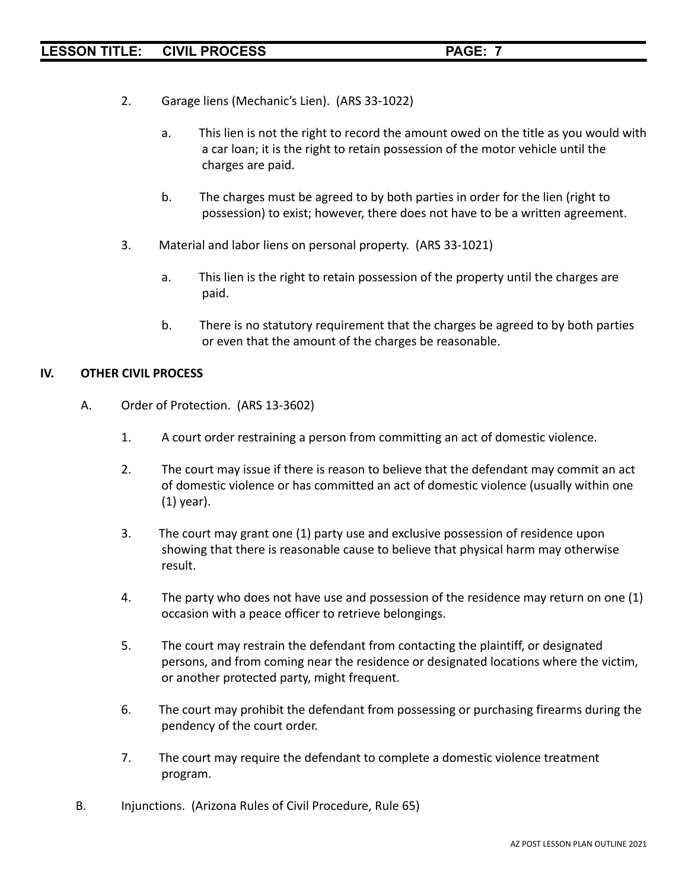2. Garage liens (Mechanic's Lien). (ARS 33-1022)

    a. This lien is not the right to record the amount owed on the title as you would with a car loan; it is the right to retain possession of the motor vehicle until the charges are paid.

    b. The charges must be agreed to by both parties in order for the lien (right to possession) to exist; however, there does not have to be a written agreement.

3. Material and labor liens on personal property. (ARS 33-1021)

    a. This lien is the right to retain possession of the property until the charges are paid.

    b. There is no statutory requirement that the charges be agreed to by both parties or even that the amount of the charges be reasonable.

## IV. OTHER CIVIL PROCESS

A. Order of Protection. (ARS 13-3602)

1. A court order restraining a person from committing an act of domestic violence.

2. The court may issue if there is reason to believe that the defendant may commit an act of domestic violence or has committed an act of domestic violence (usually within one (1) year).

3. The court may grant one (1) party use and exclusive possession of residence upon showing that there is reasonable cause to believe that physical harm may otherwise result.

4. The party who does not have use and possession of the residence may return on one (1) occasion with a peace officer to retrieve belongings.

5. The court may restrain the defendant from contacting the plaintiff, or designated persons, and from coming near the residence or designated locations where the victim, or another protected party, might frequent.

6. The court may prohibit the defendant from possessing or purchasing firearms during the pendency of the court order.

7. The court may require the defendant to complete a domestic violence treatment program.

B. Injunctions. (Arizona Rules of Civil Procedure, Rule 65)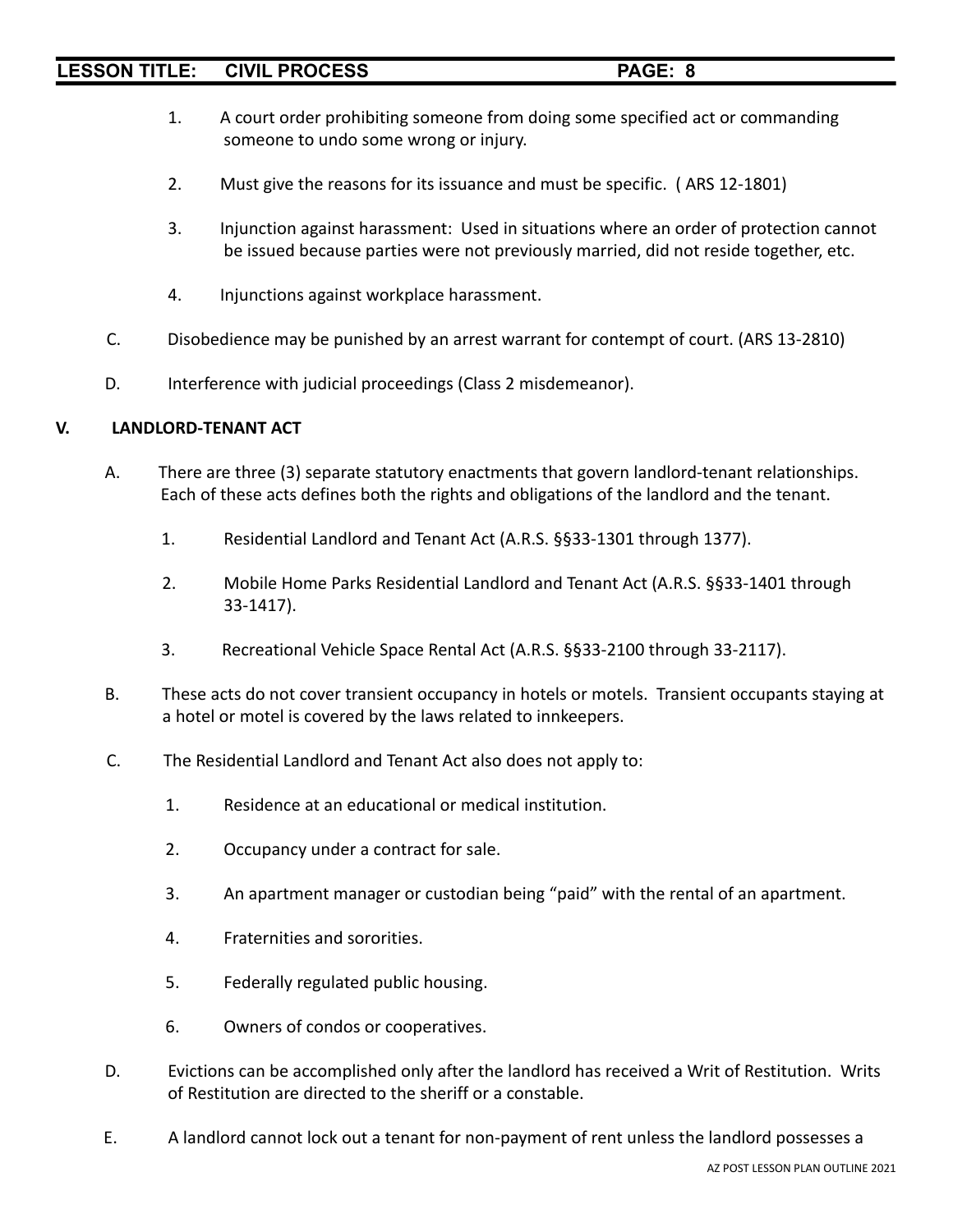1. A court order prohibiting someone from doing some specified act or commanding someone to undo some wrong or injury.

2. Must give the reasons for its issuance and must be specific. ( ARS 12-1801)

3. Injunction against harassment: Used in situations where an order of protection cannot be issued because parties were not previously married, did not reside together, etc.

4. Injunctions against workplace harassment.

C. Disobedience may be punished by an arrest warrant for contempt of court. (ARS 13-2810)

D. Interference with judicial proceedings (Class 2 misdemeanor).

## V. LANDLORD-TENANT ACT

A. There are three (3) separate statutory enactments that govern landlord-tenant relationships. Each of these acts defines both the rights and obligations of the landlord and the tenant.

1. Residential Landlord and Tenant Act (A.R.S. §§33-1301 through 1377).

2. Mobile Home Parks Residential Landlord and Tenant Act (A.R.S. §§33-1401 through 33-1417).

3. Recreational Vehicle Space Rental Act (A.R.S. §§33-2100 through 33-2117).

B. These acts do not cover transient occupancy in hotels or motels. Transient occupants staying at a hotel or motel is covered by the laws related to innkeepers.

C. The Residential Landlord and Tenant Act also does not apply to:

1. Residence at an educational or medical institution.

2. Occupancy under a contract for sale.

3. An apartment manager or custodian being "paid" with the rental of an apartment.

4. Fraternities and sororities.

5. Federally regulated public housing.

6. Owners of condos or cooperatives.

D. Evictions can be accomplished only after the landlord has received a Writ of Restitution. Writs of Restitution are directed to the sheriff or a constable.

E. A landlord cannot lock out a tenant for non-payment of rent unless the landlord possesses a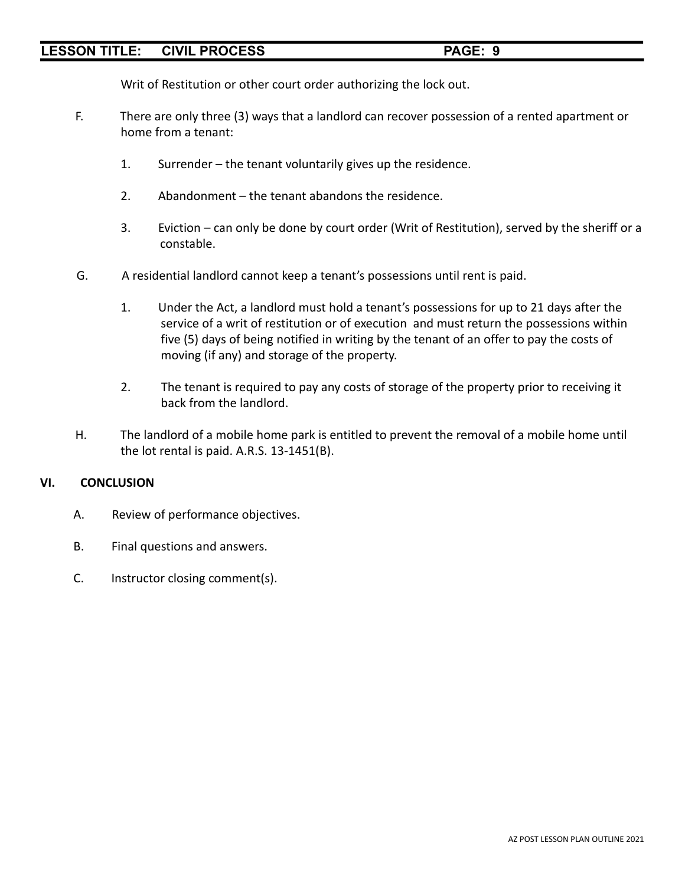Writ of Restitution or other court order authorizing the lock out.

F. There are only three (3) ways that a landlord can recover possession of a rented apartment or home from a tenant:

   1. Surrender – the tenant voluntarily gives up the residence.

   2. Abandonment – the tenant abandons the residence.

   3. Eviction – can only be done by court order (Writ of Restitution), served by the sheriff or a constable.

G. A residential landlord cannot keep a tenant's possessions until rent is paid.

   1. Under the Act, a landlord must hold a tenant's possessions for up to 21 days after the service of a writ of restitution or of execution and must return the possessions within five (5) days of being notified in writing by the tenant of an offer to pay the costs of moving (if any) and storage of the property.

   2. The tenant is required to pay any costs of storage of the property prior to receiving it back from the landlord.

H. The landlord of a mobile home park is entitled to prevent the removal of a mobile home until the lot rental is paid. A.R.S. 13-1451(B).

## VI. CONCLUSION

A. Review of performance objectives.

B. Final questions and answers.

C. Instructor closing comment(s).